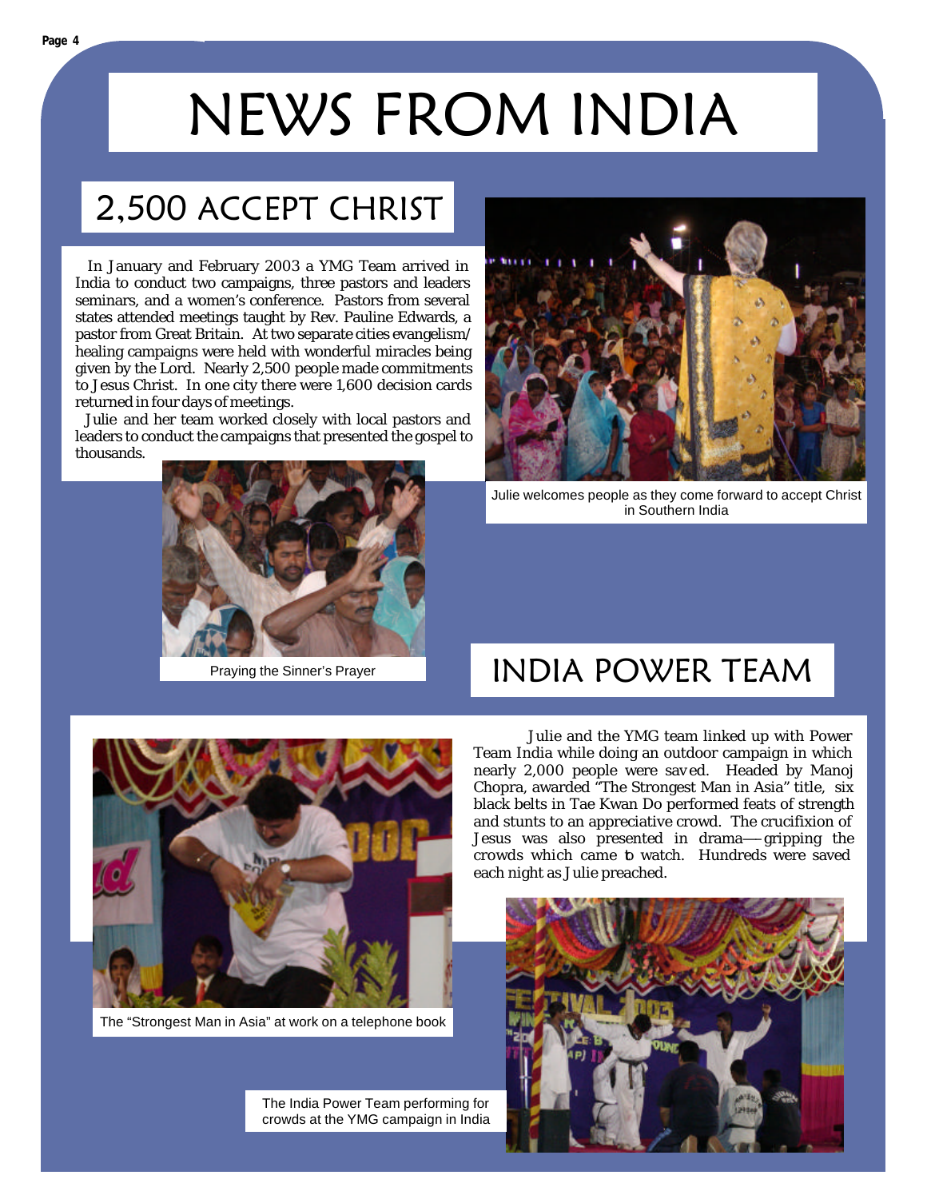# NEWS FROM INDIA

## 2,500 ACCEPT CHRIST

In January and February 2003 a YMG Team arrived in India to conduct two campaigns, three pastors and leaders seminars, and a women's conference. Pastors from several states attended meetings taught by Rev. Pauline Edwards, a pastor from Great Britain. At two separate cities evangelism/healing campaigns were held with wonderful miracles being given by the Lord. Nearly 2,500 people made commitments to Jesus Christ. In one city there were 1,600 decision cards returned in four days of meetings.

Julie and her team worked closely with local pastors and leaders to conduct the campaigns that presented the gospel to thousands.

Julie welcomes people as they come forward to accept Christ in Southern India

Praying the Sinner's Prayer

## INDIA POWER TEAM

Julie and the YMG team linked up with Power Team India while doing an outdoor campaign in which nearly 2,000 people were saved. Headed by Manoj Chopra, awarded "The Strongest Man in Asia" title, six black belts in Tae Kwan Do performed feats of strength and stunts to an appreciative crowd. The crucifixion of Jesus was also presented in drama—gripping the crowds which came to watch. Hundreds were saved each night as Julie preached.

The "Strongest Man in Asia" at work on a telephone book

The India Power Team performing for crowds at the YMG campaign in India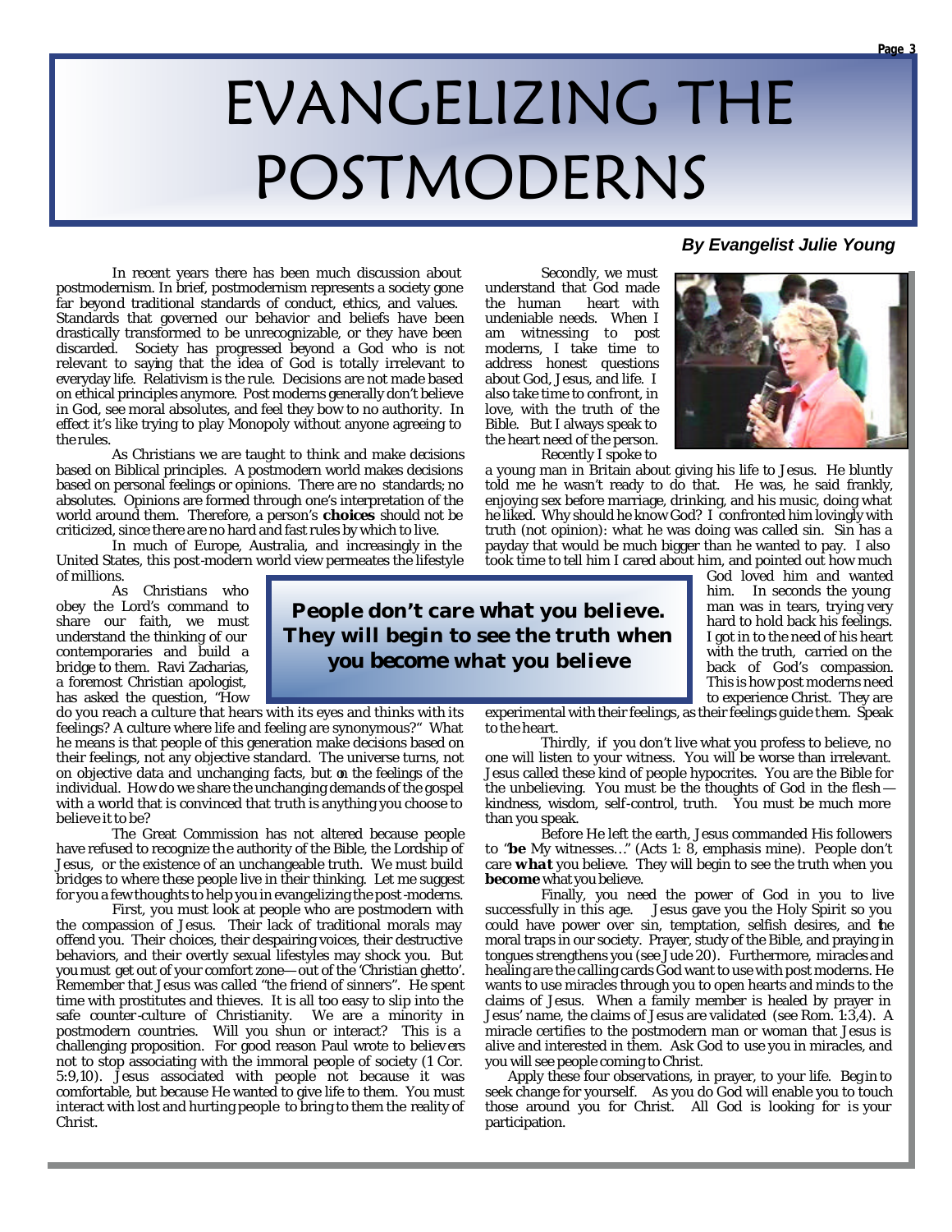# EVANGELIZING THE POSTMODERNS

***By Evangelist Julie Young***

In recent years there has been much discussion about postmodernism. In brief, postmodernism represents a society gone far beyond traditional standards of conduct, ethics, and values. Standards that governed our behavior and beliefs have been drastically transformed to be unrecognizable, or they have been discarded. Society has progressed beyond a God who is not relevant to saying that the idea of God is totally irrelevant to everyday life. Relativism is the rule. Decisions are not made based on ethical principles anymore. Post moderns generally don't believe in God, see moral absolutes, and feel they bow to no authority. In effect it's like trying to play Monopoly without anyone agreeing to the rules.

As Christians we are taught to think and make decisions based on Biblical principles. A postmodern world makes decisions based on personal feelings or opinions. There are no standards; no absolutes. Opinions are formed through one's interpretation of the world around them. Therefore, a person's **choices** should not be criticized, since there are no hard and fast rules by which to live.

In much of Europe, Australia, and increasingly in the United States, this post-modern world view permeates the lifestyle of millions.

As Christians who obey the Lord's command to share our faith, we must understand the thinking of our contemporaries and build a bridge to them. Ravi Zacharias, a foremost Christian apologist, has asked the question, "How do you reach a culture that hears with its eyes and thinks with its feelings? A culture where life and feeling are synonymous?" What he means is that people of this generation make decisions based on their feelings, not any objective standard. The universe turns, not on objective data and unchanging facts, but on the feelings of the individual. How do we share the unchanging demands of the gospel with a world that is convinced that truth is anything you choose to believe it to be?

> ***People don't care what you believe. They will begin to see the truth when you become what you believe***

The Great Commission has not altered because people have refused to recognize the authority of the Bible, the Lordship of Jesus, or the existence of an unchangeable truth. We must build bridges to where these people live in their thinking. Let me suggest for you a few thoughts to help you in evangelizing the post-moderns.

First, you must look at people who are postmodern with the compassion of Jesus. Their lack of traditional morals may offend you. Their choices, their despairing voices, their destructive behaviors, and their overtly sexual lifestyles may shock you. But you must get out of your comfort zone—out of the 'Christian ghetto'. Remember that Jesus was called "the friend of sinners". He spent time with prostitutes and thieves. It is all too easy to slip into the safe counter-culture of Christianity. We are a minority in postmodern countries. Will you shun or interact? This is a challenging proposition. For good reason Paul wrote to believers not to stop associating with the immoral people of society (1 Cor. 5:9,10). Jesus associated with people not because it was comfortable, but because He wanted to give life to them. You must interact with lost and hurting people to bring to them the reality of Christ.

Secondly, we must understand that God made the human heart with undeniable needs. When I am witnessing to post moderns, I take time to address honest questions about God, Jesus, and life. I also take time to confront, in love, with the truth of the Bible. But I always speak to the heart need of the person.

Recently I spoke to a young man in Britain about giving his life to Jesus. He bluntly told me he wasn't ready to do that. He was, he said frankly, enjoying sex before marriage, drinking, and his music, doing what he liked. Why should he know God? I confronted him lovingly with truth (not opinion): what he was doing was called sin. Sin has a payday that would be much bigger than he wanted to pay. I also took time to tell him I cared about him, and pointed out how much God loved him and wanted him. In seconds the young man was in tears, trying very hard to hold back his feelings. I got in to the need of his heart with the truth, carried on the back of God's compassion. This is how post moderns need to experience Christ. They are experimental with their feelings, as their feelings guide them. Speak to the heart.

Thirdly, if you don't live what you profess to believe, no one will listen to your witness. You will be worse than irrelevant. Jesus called these kind of people hypocrites. You are the Bible for the unbelieving. You must be the thoughts of God in the flesh—kindness, wisdom, self-control, truth. You must be much more than you speak.

Before He left the earth, Jesus commanded His followers to "**be** My witnesses…" (Acts 1: 8, emphasis mine). People don't care ***what*** you believe. They will begin to see the truth when you **become** what you believe.

Finally, you need the power of God in you to live successfully in this age. Jesus gave you the Holy Spirit so you could have power over sin, temptation, selfish desires, and the moral traps in our society. Prayer, study of the Bible, and praying in tongues strengthens you (see Jude 20). Furthermore, miracles and healing are the calling cards God want to use with post moderns. He wants to use miracles through you to open hearts and minds to the claims of Jesus. When a family member is healed by prayer in Jesus' name, the claims of Jesus are validated (see Rom. 1:3,4). A miracle certifies to the postmodern man or woman that Jesus is alive and interested in them. Ask God to use you in miracles, and you will see people coming to Christ.

Apply these four observations, in prayer, to your life. Begin to seek change for yourself. As you do God will enable you to touch those around you for Christ. All God is looking for is your participation.